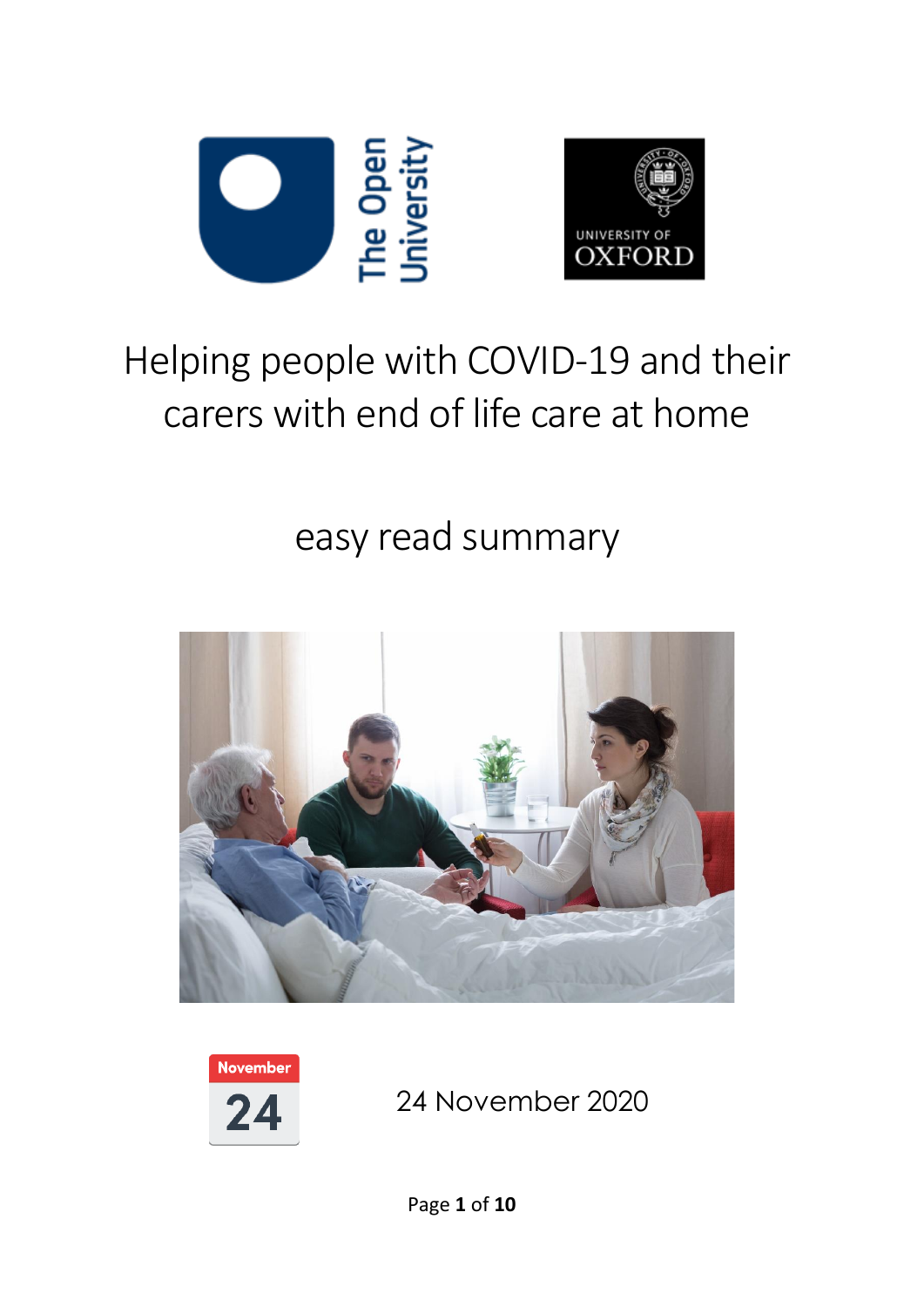# Helping people with COVID-19 and their carers with end of life care at home

## easy read summary

24 November 2020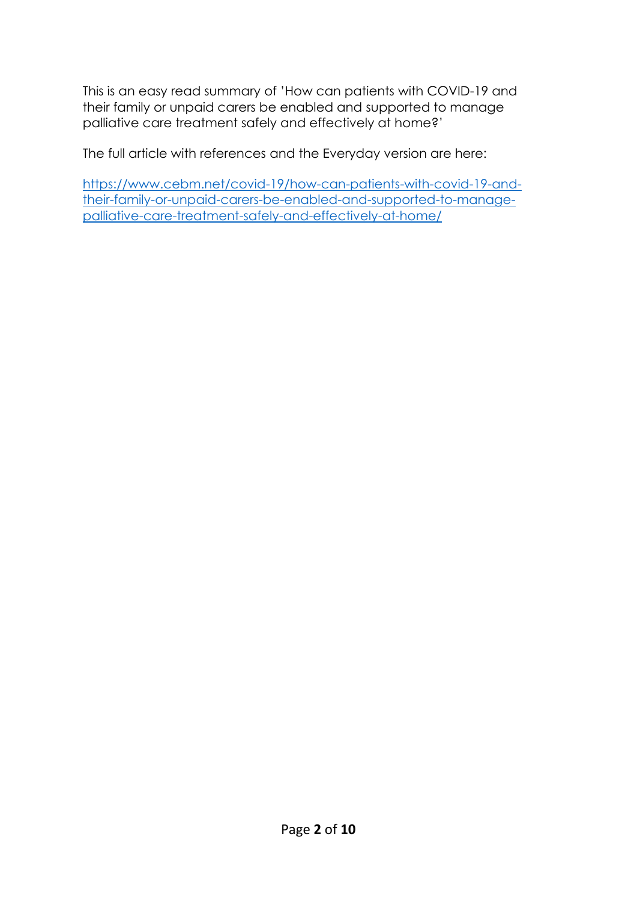This is an easy read summary of 'How can patients with COVID-19 and their family or unpaid carers be enabled and supported to manage palliative care treatment safely and effectively at home?'

The full article with references and the Everyday version are here:

[https://www.cebm.net/covid-19/how-can-patients-with-covid-19-and-their-family-or-unpaid-carers-be-enabled-and-supported-to-manage-palliative-care-treatment-safely-and-effectively-at-home/](https://www.cebm.net/covid-19/how-can-patients-with-covid-19-and-their-family-or-unpaid-carers-be-enabled-and-supported-to-manage-palliative-care-treatment-safely-and-effectively-at-home/)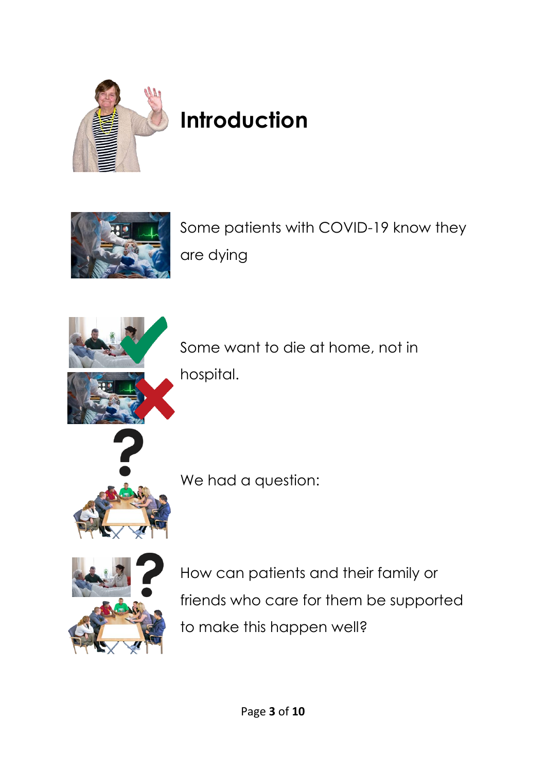# Introduction

Some patients with COVID-19 know they are dying

Some want to die at home, not in hospital.

We had a question:

How can patients and their family or friends who care for them be supported to make this happen well?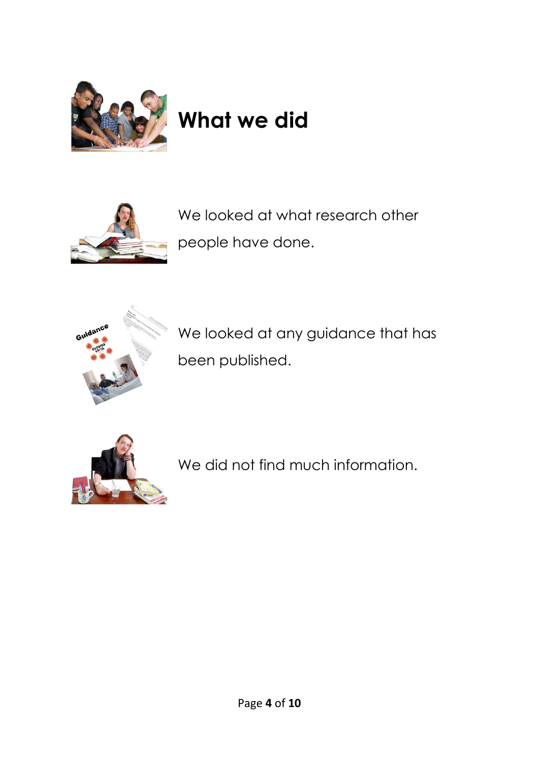# What we did

We looked at what research other people have done.

We looked at any guidance that has been published.

We did not find much information.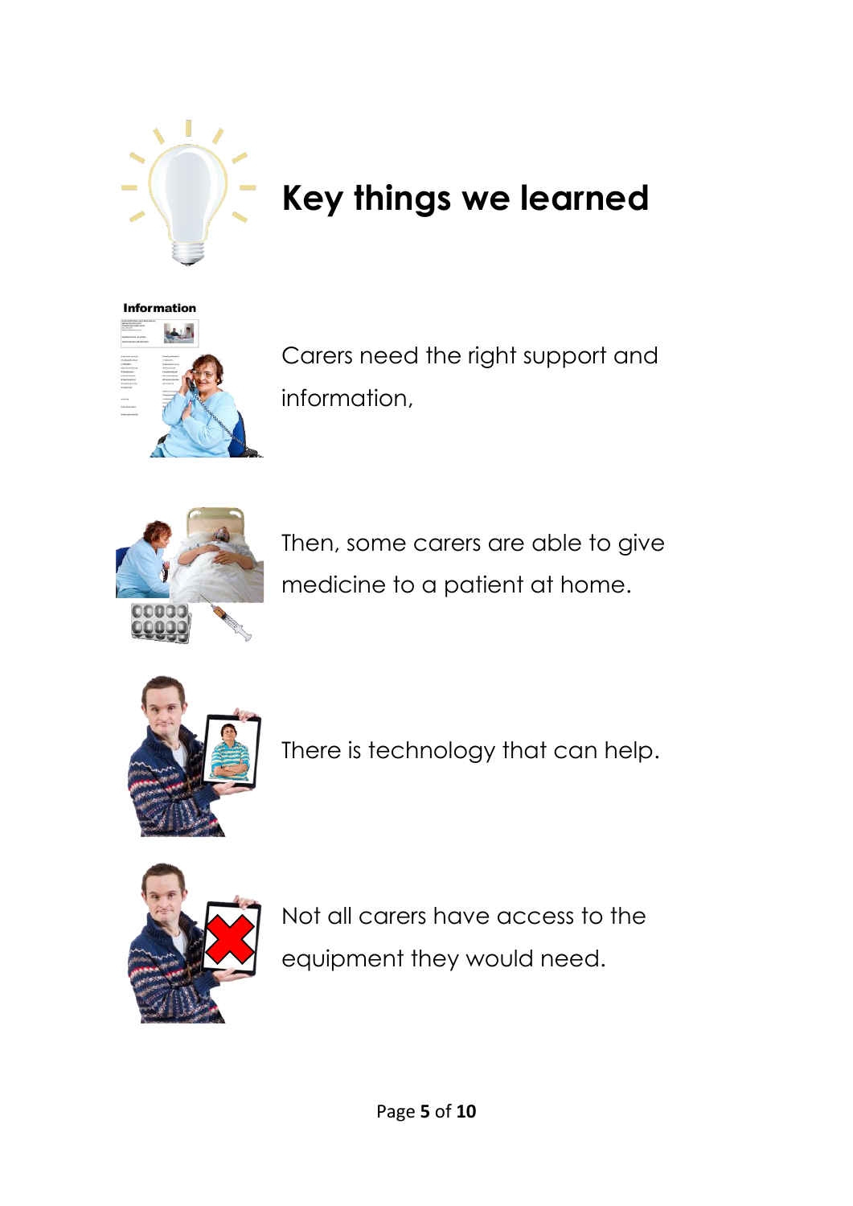# Key things we learned

Carers need the right support and information,

Then, some carers are able to give medicine to a patient at home.

There is technology that can help.

Not all carers have access to the equipment they would need.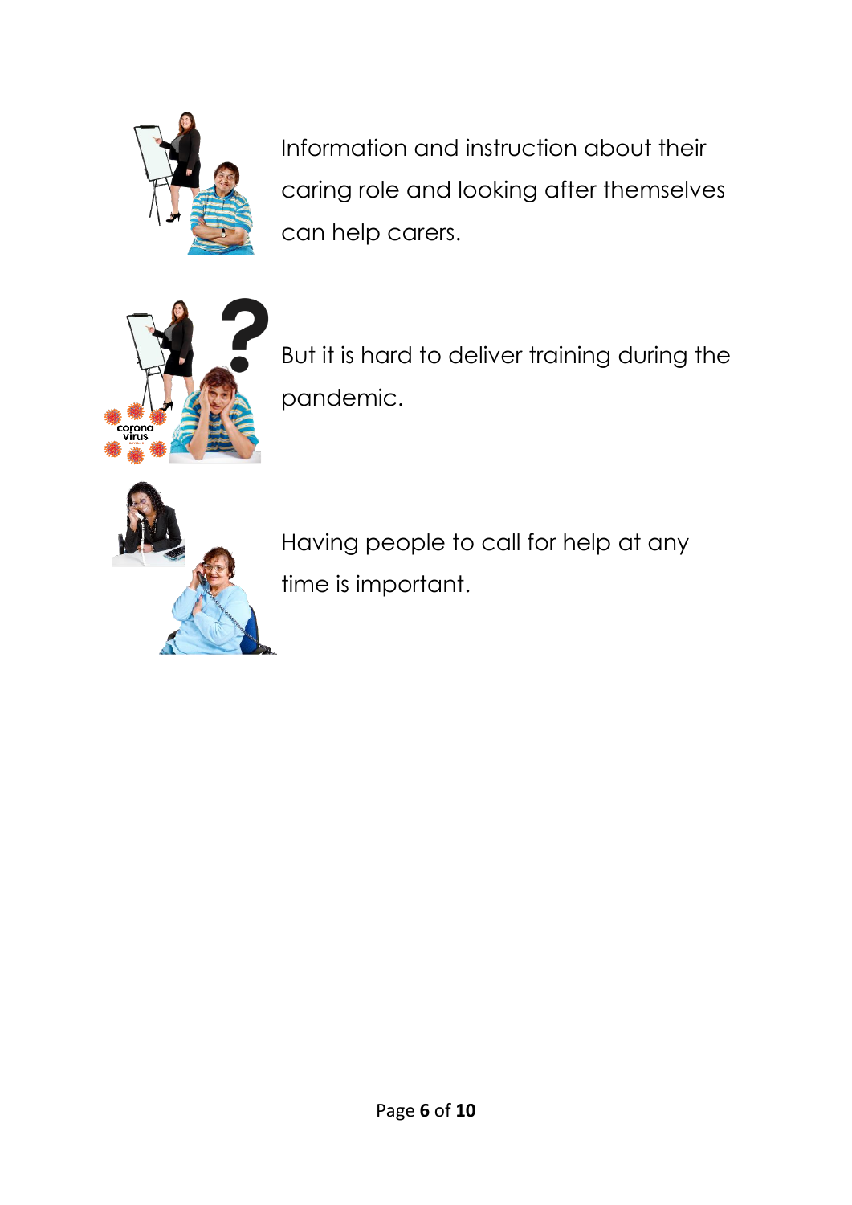Information and instruction about their caring role and looking after themselves can help carers.

But it is hard to deliver training during the pandemic.

Having people to call for help at any time is important.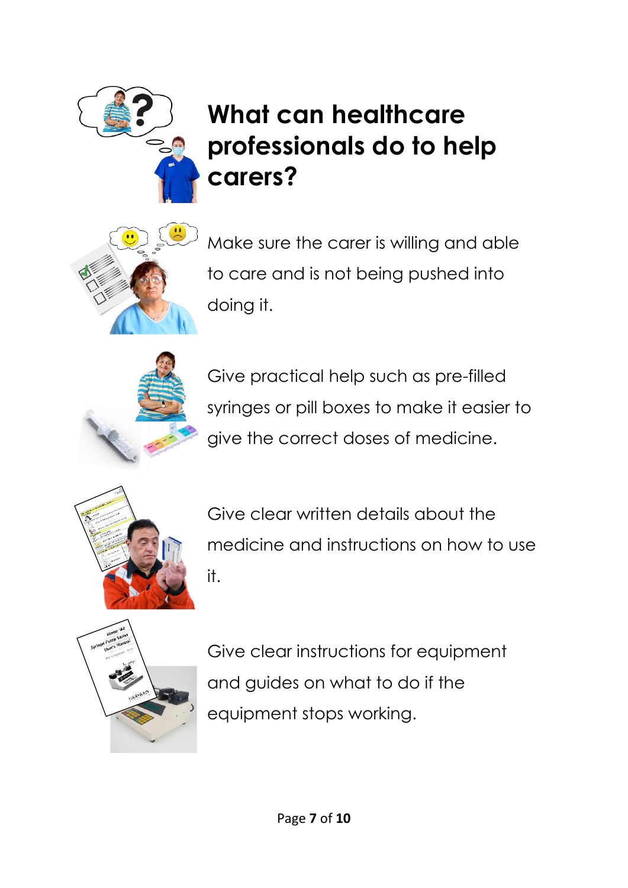# What can healthcare professionals do to help carers?

Make sure the carer is willing and able to care and is not being pushed into doing it.

Give practical help such as pre-filled syringes or pill boxes to make it easier to give the correct doses of medicine.

Give clear written details about the medicine and instructions on how to use it.

Give clear instructions for equipment and guides on what to do if the equipment stops working.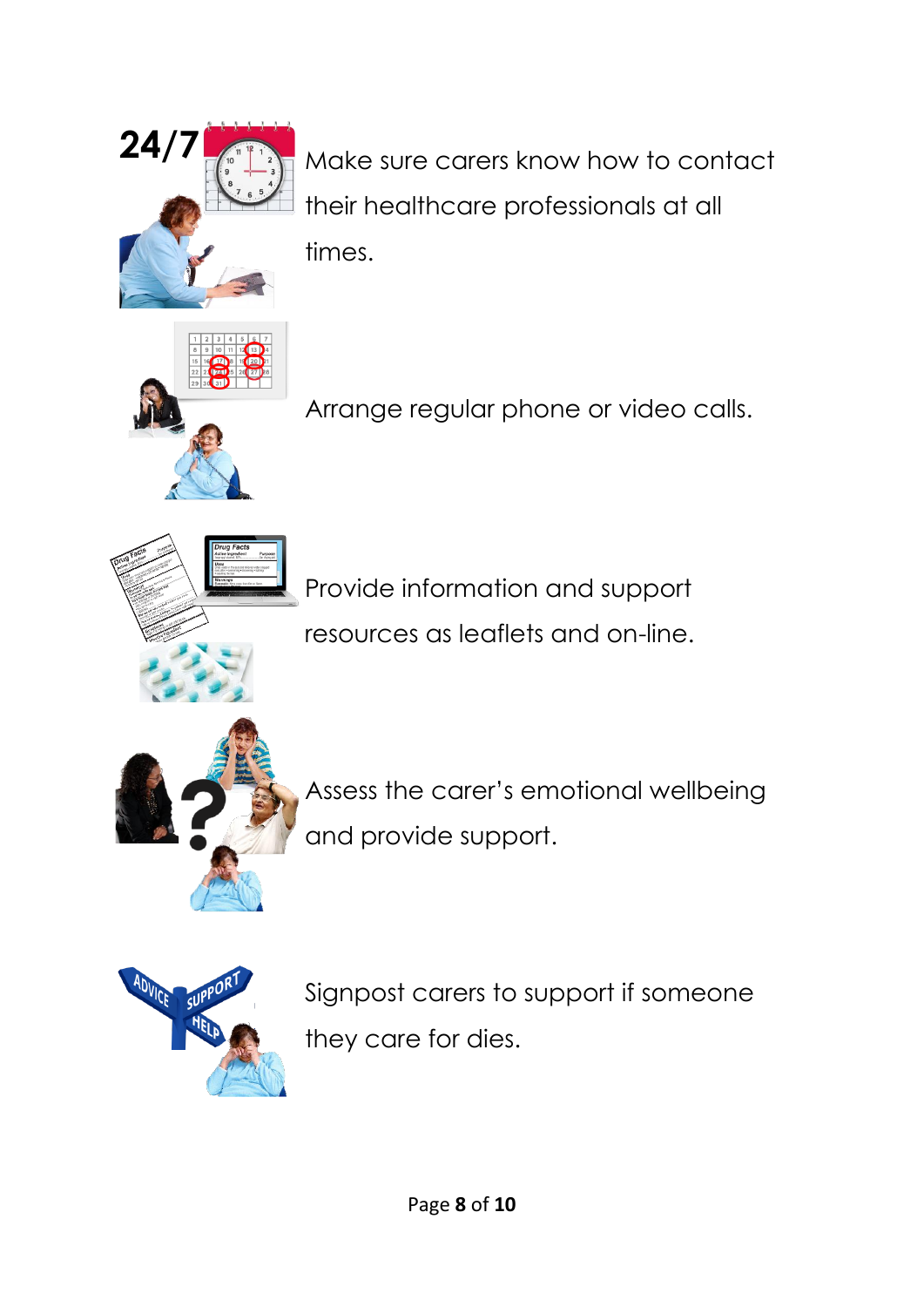Make sure carers know how to contact their healthcare professionals at all times.

Arrange regular phone or video calls.

Provide information and support resources as leaflets and on-line.

Assess the carer's emotional wellbeing and provide support.

Signpost carers to support if someone they care for dies.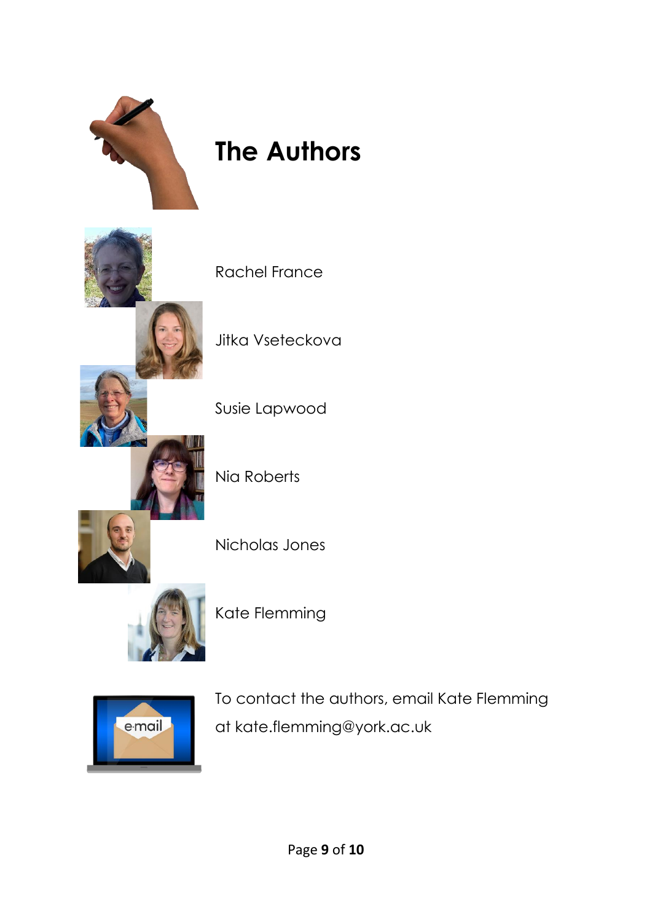# The Authors

Rachel France

Jitka Vseteckova

Susie Lapwood

Nia Roberts

Nicholas Jones

Kate Flemming

To contact the authors, email Kate Flemming at kate.flemming@york.ac.uk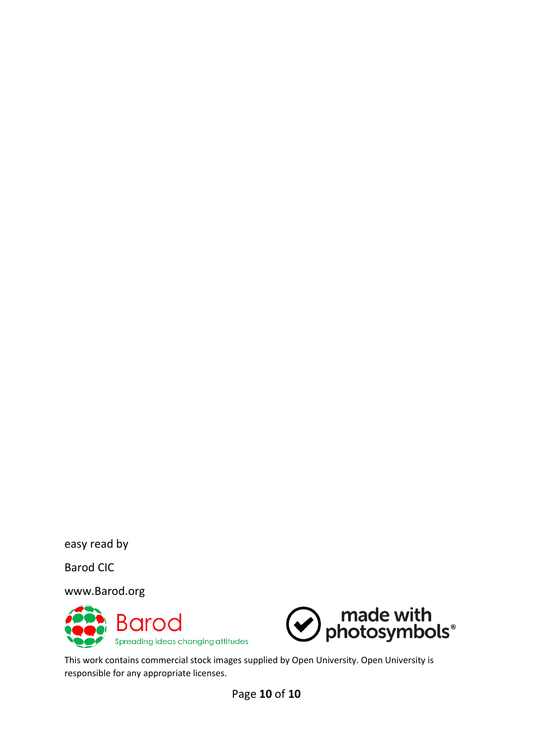easy read by

Barod CIC

www.Barod.org

Barod

Spreading ideas changing attitudes

made with photosymbols®

This work contains commercial stock images supplied by Open University. Open University is responsible for any appropriate licenses.